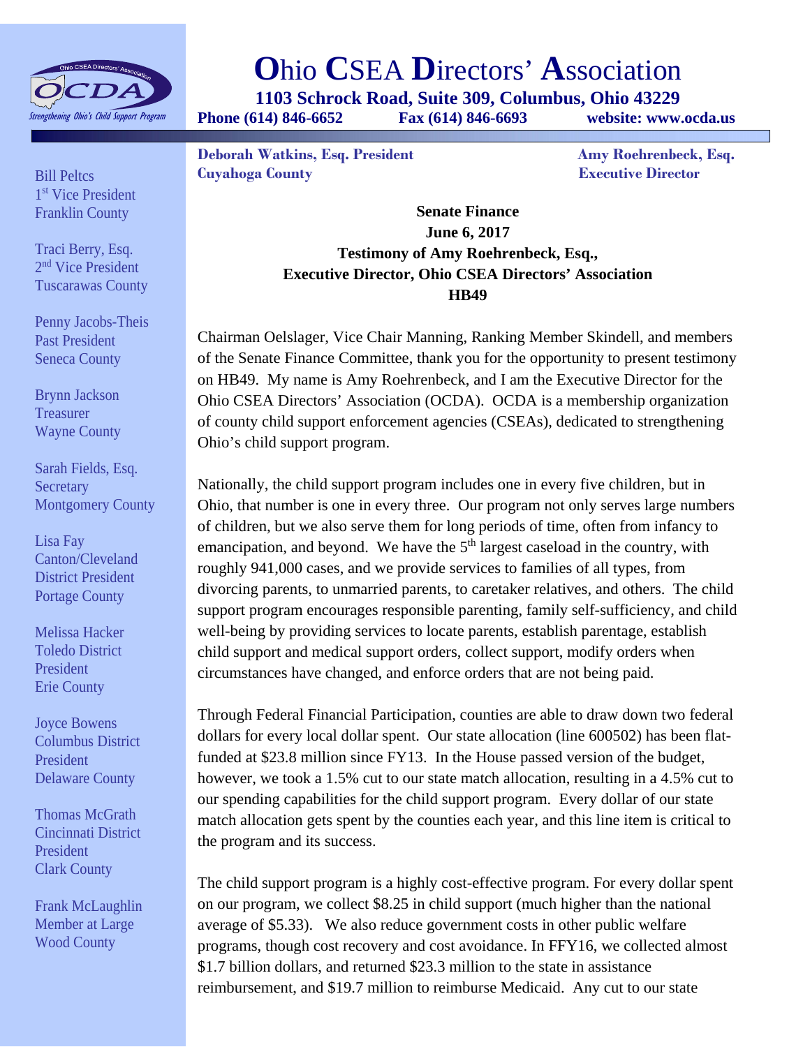# Ohio CSEA Directors' Association

**1103 Schrock Road, Suite 309, Columbus, Ohio 43229**
**Phone (614) 846-6652 Fax (614) 846-6693 website: www.ocda.us**

**Deborah Watkins, Esq. President**
**Cuyahoga County**

**Amy Roehrenbeck, Esq.**
**Executive Director**

Bill Peltcs
1st Vice President
Franklin County

Traci Berry, Esq.
2nd Vice President
Tuscarawas County

Penny Jacobs-Theis
Past President
Seneca County

Brynn Jackson
Treasurer
Wayne County

Sarah Fields, Esq.
Secretary
Montgomery County

Lisa Fay
Canton/Cleveland District President
Portage County

Melissa Hacker
Toledo District President
Erie County

Joyce Bowens
Columbus District President
Delaware County

Thomas McGrath
Cincinnati District President
Clark County

Frank McLaughlin
Member at Large
Wood County

**Senate Finance**
**June 6, 2017**
**Testimony of Amy Roehrenbeck, Esq.,**
**Executive Director, Ohio CSEA Directors' Association**
**HB49**

Chairman Oelslager, Vice Chair Manning, Ranking Member Skindell, and members of the Senate Finance Committee, thank you for the opportunity to present testimony on HB49. My name is Amy Roehrenbeck, and I am the Executive Director for the Ohio CSEA Directors' Association (OCDA). OCDA is a membership organization of county child support enforcement agencies (CSEAs), dedicated to strengthening Ohio's child support program.

Nationally, the child support program includes one in every five children, but in Ohio, that number is one in every three. Our program not only serves large numbers of children, but we also serve them for long periods of time, often from infancy to emancipation, and beyond. We have the 5th largest caseload in the country, with roughly 941,000 cases, and we provide services to families of all types, from divorcing parents, to unmarried parents, to caretaker relatives, and others. The child support program encourages responsible parenting, family self-sufficiency, and child well-being by providing services to locate parents, establish parentage, establish child support and medical support orders, collect support, modify orders when circumstances have changed, and enforce orders that are not being paid.

Through Federal Financial Participation, counties are able to draw down two federal dollars for every local dollar spent. Our state allocation (line 600502) has been flat-funded at $23.8 million since FY13. In the House passed version of the budget, however, we took a 1.5% cut to our state match allocation, resulting in a 4.5% cut to our spending capabilities for the child support program. Every dollar of our state match allocation gets spent by the counties each year, and this line item is critical to the program and its success.

The child support program is a highly cost-effective program. For every dollar spent on our program, we collect $8.25 in child support (much higher than the national average of $5.33). We also reduce government costs in other public welfare programs, though cost recovery and cost avoidance. In FFY16, we collected almost $1.7 billion dollars, and returned $23.3 million to the state in assistance reimbursement, and $19.7 million to reimburse Medicaid. Any cut to our state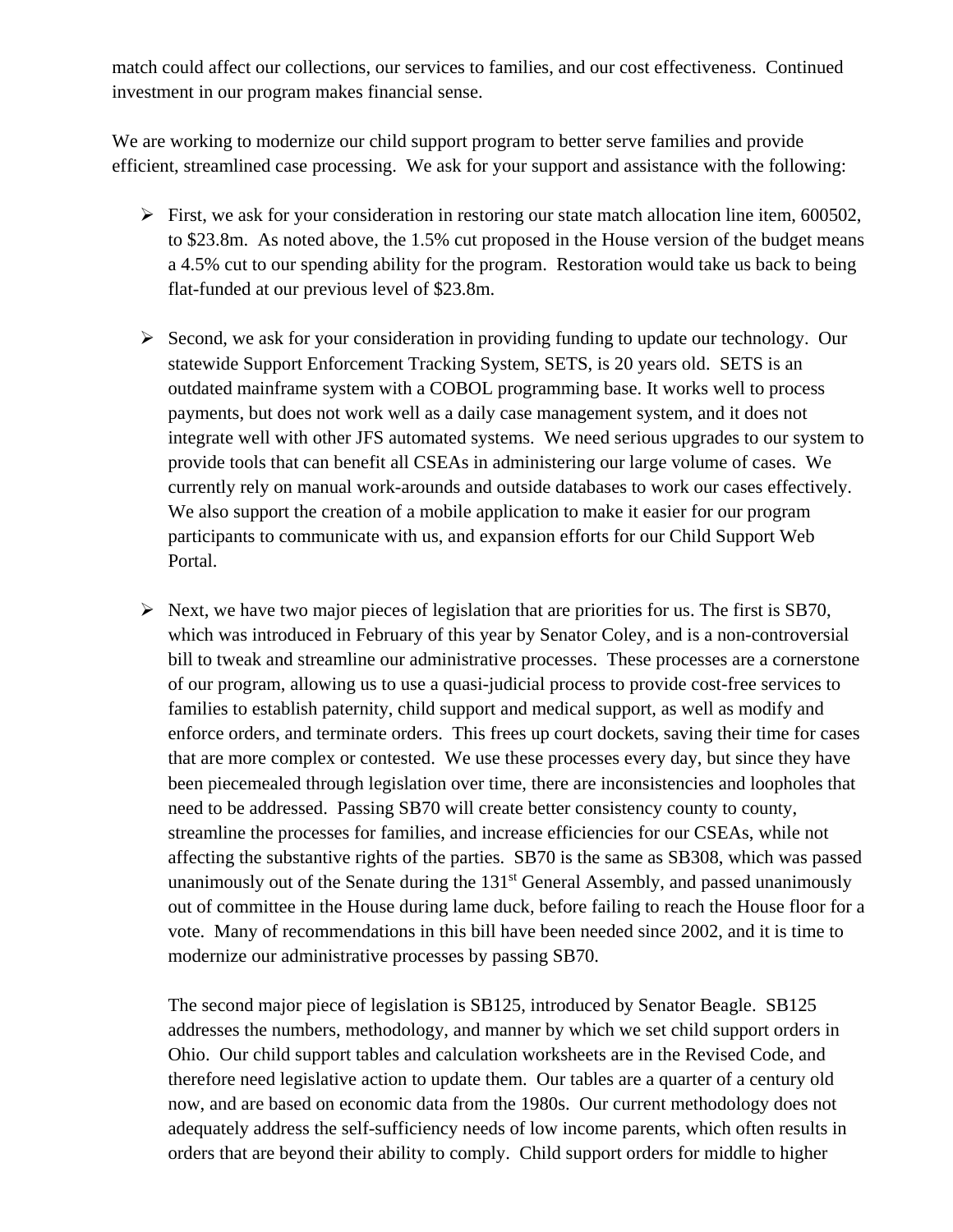match could affect our collections, our services to families, and our cost effectiveness. Continued investment in our program makes financial sense.

We are working to modernize our child support program to better serve families and provide efficient, streamlined case processing. We ask for your support and assistance with the following:

- First, we ask for your consideration in restoring our state match allocation line item, 600502, to $23.8m. As noted above, the 1.5% cut proposed in the House version of the budget means a 4.5% cut to our spending ability for the program. Restoration would take us back to being flat-funded at our previous level of $23.8m.

- Second, we ask for your consideration in providing funding to update our technology. Our statewide Support Enforcement Tracking System, SETS, is 20 years old. SETS is an outdated mainframe system with a COBOL programming base. It works well to process payments, but does not work well as a daily case management system, and it does not integrate well with other JFS automated systems. We need serious upgrades to our system to provide tools that can benefit all CSEAs in administering our large volume of cases. We currently rely on manual work-arounds and outside databases to work our cases effectively. We also support the creation of a mobile application to make it easier for our program participants to communicate with us, and expansion efforts for our Child Support Web Portal.

- Next, we have two major pieces of legislation that are priorities for us. The first is SB70, which was introduced in February of this year by Senator Coley, and is a non-controversial bill to tweak and streamline our administrative processes. These processes are a cornerstone of our program, allowing us to use a quasi-judicial process to provide cost-free services to families to establish paternity, child support and medical support, as well as modify and enforce orders, and terminate orders. This frees up court dockets, saving their time for cases that are more complex or contested. We use these processes every day, but since they have been piecemealed through legislation over time, there are inconsistencies and loopholes that need to be addressed. Passing SB70 will create better consistency county to county, streamline the processes for families, and increase efficiencies for our CSEAs, while not affecting the substantive rights of the parties. SB70 is the same as SB308, which was passed unanimously out of the Senate during the 131st General Assembly, and passed unanimously out of committee in the House during lame duck, before failing to reach the House floor for a vote. Many of recommendations in this bill have been needed since 2002, and it is time to modernize our administrative processes by passing SB70.

  The second major piece of legislation is SB125, introduced by Senator Beagle. SB125 addresses the numbers, methodology, and manner by which we set child support orders in Ohio. Our child support tables and calculation worksheets are in the Revised Code, and therefore need legislative action to update them. Our tables are a quarter of a century old now, and are based on economic data from the 1980s. Our current methodology does not adequately address the self-sufficiency needs of low income parents, which often results in orders that are beyond their ability to comply. Child support orders for middle to higher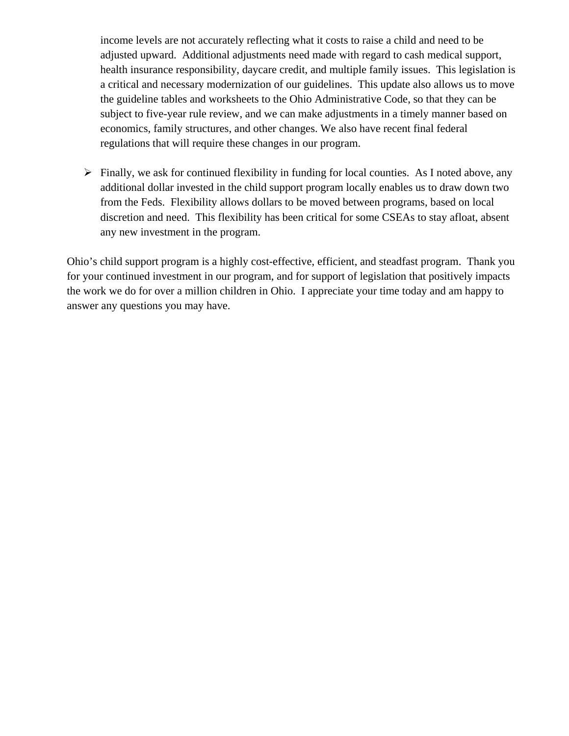income levels are not accurately reflecting what it costs to raise a child and need to be adjusted upward. Additional adjustments need made with regard to cash medical support, health insurance responsibility, daycare credit, and multiple family issues. This legislation is a critical and necessary modernization of our guidelines. This update also allows us to move the guideline tables and worksheets to the Ohio Administrative Code, so that they can be subject to five-year rule review, and we can make adjustments in a timely manner based on economics, family structures, and other changes. We also have recent final federal regulations that will require these changes in our program.

- Finally, we ask for continued flexibility in funding for local counties. As I noted above, any additional dollar invested in the child support program locally enables us to draw down two from the Feds. Flexibility allows dollars to be moved between programs, based on local discretion and need. This flexibility has been critical for some CSEAs to stay afloat, absent any new investment in the program.

Ohio's child support program is a highly cost-effective, efficient, and steadfast program. Thank you for your continued investment in our program, and for support of legislation that positively impacts the work we do for over a million children in Ohio. I appreciate your time today and am happy to answer any questions you may have.